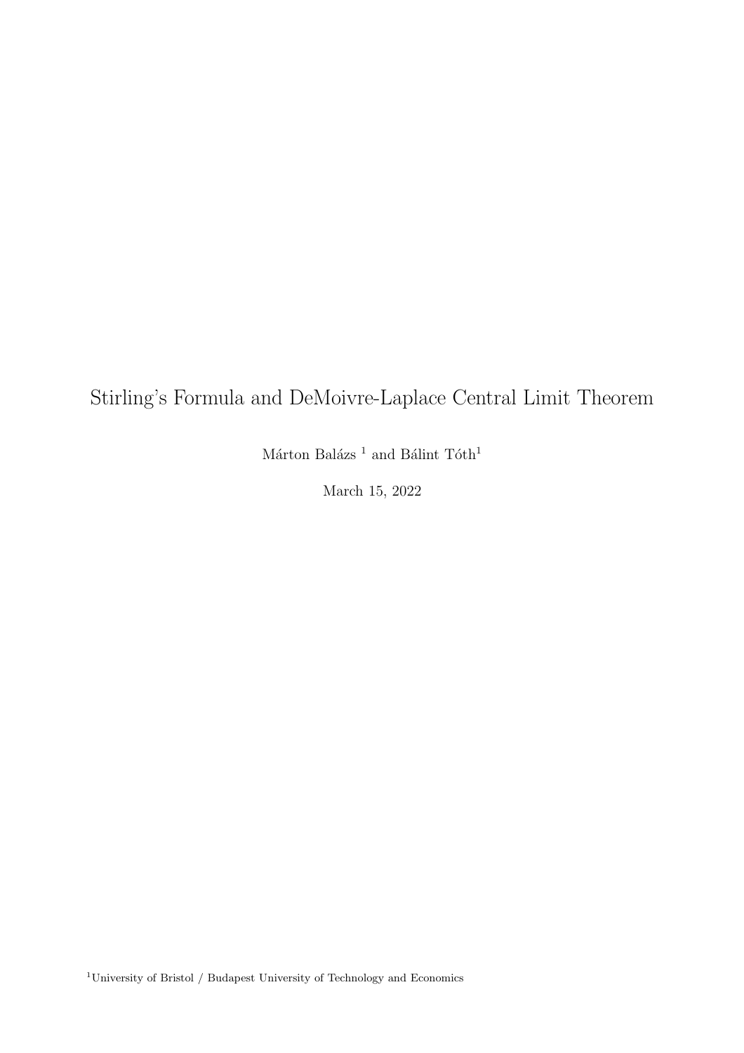# Stirling's Formula and DeMoivre-Laplace Central Limit Theorem

Márton Balázs [1] and Bálint Tóth[1]

March 15, 2022

[1]University of Bristol / Budapest University of Technology and Economics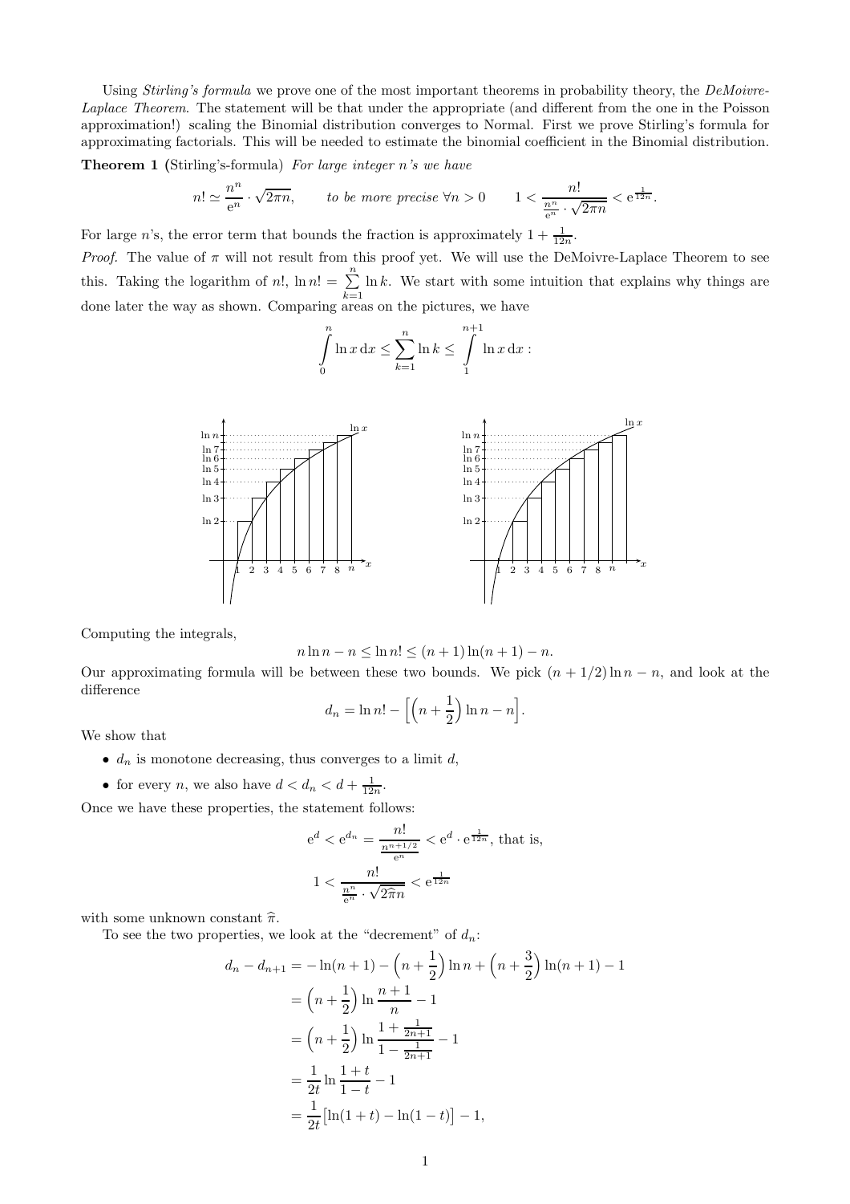Using *Stirling's formula* we prove one of the most important theorems in probability theory, the *DeMoivre-Laplace Theorem*. The statement will be that under the appropriate (and different from the one in the Poisson approximation!) scaling the Binomial distribution converges to Normal. First we prove Stirling's formula for approximating factorials. This will be needed to estimate the binomial coefficient in the Binomial distribution.

**Theorem 1** (Stirling's-formula) *For large integer n's we have*

$$n! \simeq \frac{n^n}{\mathrm{e}^n} \cdot \sqrt{2\pi n}, \qquad \text{to be more precise } \forall n > 0 \qquad 1 < \frac{n!}{\frac{n^n}{\mathrm{e}^n} \cdot \sqrt{2\pi n}} < \mathrm{e}^{\frac{1}{12n}}.$$

For large $n$'s, the error term that bounds the fraction is approximately $1 + \frac{1}{12n}$.

*Proof.* The value of $\pi$ will not result from this proof yet. We will use the DeMoivre-Laplace Theorem to see this. Taking the logarithm of $n!$, $\ln n! = \sum_{k=1}^{n} \ln k$. We start with some intuition that explains why things are done later the way as shown. Comparing areas on the pictures, we have

$$\int_0^n \ln x \, \mathrm{d}x \le \sum_{k=1}^{n} \ln k \le \int_1^{n+1} \ln x \, \mathrm{d}x :$$

Computing the integrals,

$$n \ln n - n \le \ln n! \le (n+1)\ln(n+1) - n.$$

Our approximating formula will be between these two bounds. We pick $(n + 1/2)\ln n - n$, and look at the difference

$$d_n = \ln n! - \Big[\Big(n + \frac{1}{2}\Big)\ln n - n\Big].$$

We show that

- $d_n$ is monotone decreasing, thus converges to a limit $d$,
- for every $n$, we also have $d < d_n < d + \frac{1}{12n}$.

Once we have these properties, the statement follows:

$$\mathrm{e}^d < \mathrm{e}^{d_n} = \frac{n!}{\frac{n^{n+1/2}}{\mathrm{e}^n}} < \mathrm{e}^d \cdot \mathrm{e}^{\frac{1}{12n}}, \text{ that is,}$$

$$1 < \frac{n!}{\frac{n^n}{\mathrm{e}^n} \cdot \sqrt{2\widehat{\pi} n}} < \mathrm{e}^{\frac{1}{12n}}$$

with some unknown constant $\widehat{\pi}$.

To see the two properties, we look at the "decrement" of $d_n$:

$$\begin{aligned}
d_n - d_{n+1} &= -\ln(n+1) - \Big(n + \frac{1}{2}\Big)\ln n + \Big(n + \frac{3}{2}\Big)\ln(n+1) - 1 \\
&= \Big(n + \frac{1}{2}\Big)\ln\frac{n+1}{n} - 1 \\
&= \Big(n + \frac{1}{2}\Big)\ln\frac{1 + \frac{1}{2n+1}}{1 - \frac{1}{2n+1}} - 1 \\
&= \frac{1}{2t}\ln\frac{1+t}{1-t} - 1 \\
&= \frac{1}{2t}\big[\ln(1+t) - \ln(1-t)\big] - 1,
\end{aligned}$$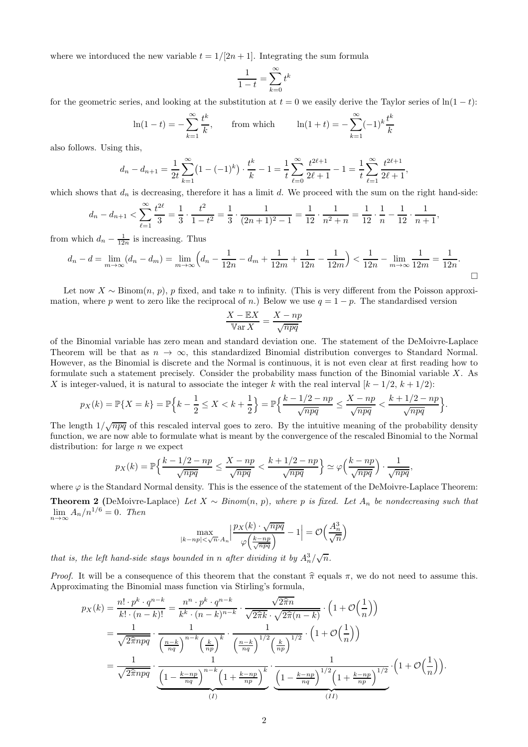where we intorduced the new variable $t = 1/[2n+1]$. Integrating the sum formula

$$\frac{1}{1-t} = \sum_{k=0}^{\infty} t^k$$

for the geometric series, and looking at the substitution at $t = 0$ we easily derive the Taylor series of $\ln(1-t)$:

$$\ln(1-t) = -\sum_{k=1}^{\infty} \frac{t^k}{k}, \qquad \text{from which} \qquad \ln(1+t) = -\sum_{k=1}^{\infty} (-1)^k \frac{t^k}{k}$$

also follows. Using this,

$$d_n - d_{n+1} = \frac{1}{2t} \sum_{k=1}^{\infty} \big(1 - (-1)^k\big) \cdot \frac{t^k}{k} - 1 = \frac{1}{t} \sum_{\ell=0}^{\infty} \frac{t^{2\ell+1}}{2\ell+1} - 1 = \frac{1}{t} \sum_{\ell=1}^{\infty} \frac{t^{2\ell+1}}{2\ell+1},$$

which shows that $d_n$ is decreasing, therefore it has a limit $d$. We proceed with the sum on the right hand-side:

$$d_n - d_{n+1} < \sum_{\ell=1}^{\infty} \frac{t^{2\ell}}{3} = \frac{1}{3} \cdot \frac{t^2}{1-t^2} = \frac{1}{3} \cdot \frac{1}{(2n+1)^2 - 1} = \frac{1}{12} \cdot \frac{1}{n^2+n} = \frac{1}{12} \cdot \frac{1}{n} - \frac{1}{12} \cdot \frac{1}{n+1},$$

from which $d_n - \frac{1}{12n}$ is increasing. Thus

$$d_n - d = \lim_{m\to\infty} (d_n - d_m) = \lim_{m\to\infty} \Big(d_n - \frac{1}{12n} - d_m + \frac{1}{12m} + \frac{1}{12n} - \frac{1}{12m}\Big) < \frac{1}{12n} - \lim_{m\to\infty} \frac{1}{12m} = \frac{1}{12n}.$$

□

Let now $X \sim \text{Binom}(n, p)$, $p$ fixed, and take $n$ to infinity. (This is very different from the Poisson approximation, where $p$ went to zero like the reciprocal of $n$.) Below we use $q = 1 - p$. The standardised version

$$\frac{X - \mathbb{E}X}{\mathbb{V}\text{ar}\, X} = \frac{X - np}{\sqrt{npq}}$$

of the Binomial variable has zero mean and standard deviation one. The statement of the DeMoivre-Laplace Theorem will be that as $n \to \infty$, this standardized Binomial distribution converges to Standard Normal. However, as the Binomial is discrete and the Normal is continuous, it is not even clear at first reading how to formulate such a statement precisely. Consider the probability mass function of the Binomial variable $X$. As $X$ is integer-valued, it is natural to associate the integer $k$ with the real interval $[k - 1/2,\, k + 1/2)$:

$$p_X(k) = \mathbb{P}\{X = k\} = \mathbb{P}\Big\{k - \frac{1}{2} \le X < k + \frac{1}{2}\Big\} = \mathbb{P}\Big\{\frac{k - 1/2 - np}{\sqrt{npq}} \le \frac{X - np}{\sqrt{npq}} < \frac{k + 1/2 - np}{\sqrt{npq}}\Big\}.$$

The length $1/\sqrt{npq}$ of this rescaled interval goes to zero. By the intuitive meaning of the probability density function, we are now able to formulate what is meant by the convergence of the rescaled Binomial to the Normal distribution: for large $n$ we expect

$$p_X(k) = \mathbb{P}\Big\{\frac{k - 1/2 - np}{\sqrt{npq}} \le \frac{X - np}{\sqrt{npq}} < \frac{k + 1/2 - np}{\sqrt{npq}}\Big\} \simeq \varphi\Big(\frac{k - np}{\sqrt{npq}}\Big) \cdot \frac{1}{\sqrt{npq}},$$

where $\varphi$ is the Standard Normal density. This is the essence of the statement of the DeMoivre-Laplace Theorem:

**Theorem 2** (DeMoivre-Laplace) *Let $X \sim$ Binom$(n, p)$, where $p$ is fixed. Let $A_n$ be nondecreasing such that $\lim_{n\to\infty} A_n/n^{1/6} = 0$. Then*

$$\max_{|k-np| < \sqrt{n}\cdot A_n} \Big|\frac{p_X(k) \cdot \sqrt{npq}}{\varphi\Big(\frac{k-np}{\sqrt{npq}}\Big)} - 1\Big| = \mathcal{O}\Big(\frac{A_n^3}{\sqrt{n}}\Big)$$

*that is, the left hand-side stays bounded in $n$ after dividing it by $A_n^3/\sqrt{n}$.*

*Proof.* It will be a consequence of this theorem that the constant $\widehat{\pi}$ equals $\pi$, we do not need to assume this. Approximating the Binomial mass function via Stirling's formula,

$$\begin{aligned}
p_X(k) = \frac{n! \cdot p^k \cdot q^{n-k}}{k! \cdot (n-k)!} &= \frac{n^n \cdot p^k \cdot q^{n-k}}{k^k \cdot (n-k)^{n-k}} \cdot \frac{\sqrt{2\widehat{\pi} n}}{\sqrt{2\widehat{\pi} k} \cdot \sqrt{2\widehat{\pi}(n-k)}} \cdot \Big(1 + \mathcal{O}\Big(\frac{1}{n}\Big)\Big) \\
&= \frac{1}{\sqrt{2\widehat{\pi} npq}} \cdot \frac{1}{\Big(\frac{n-k}{nq}\Big)^{n-k} \Big(\frac{k}{np}\Big)^k} \cdot \frac{1}{\Big(\frac{n-k}{nq}\Big)^{1/2} \Big(\frac{k}{np}\Big)^{1/2}} \cdot \Big(1 + \mathcal{O}\Big(\frac{1}{n}\Big)\Big) \\
&= \frac{1}{\sqrt{2\widehat{\pi} npq}} \cdot \underbrace{\frac{1}{\Big(1 - \frac{k-np}{nq}\Big)^{n-k} \Big(1 + \frac{k-np}{np}\Big)^k}}_{(I)} \cdot \underbrace{\frac{1}{\Big(1 - \frac{k-np}{nq}\Big)^{1/2} \Big(1 + \frac{k-np}{np}\Big)^{1/2}}}_{(II)} \cdot \Big(1 + \mathcal{O}\Big(\frac{1}{n}\Big)\Big).
\end{aligned}$$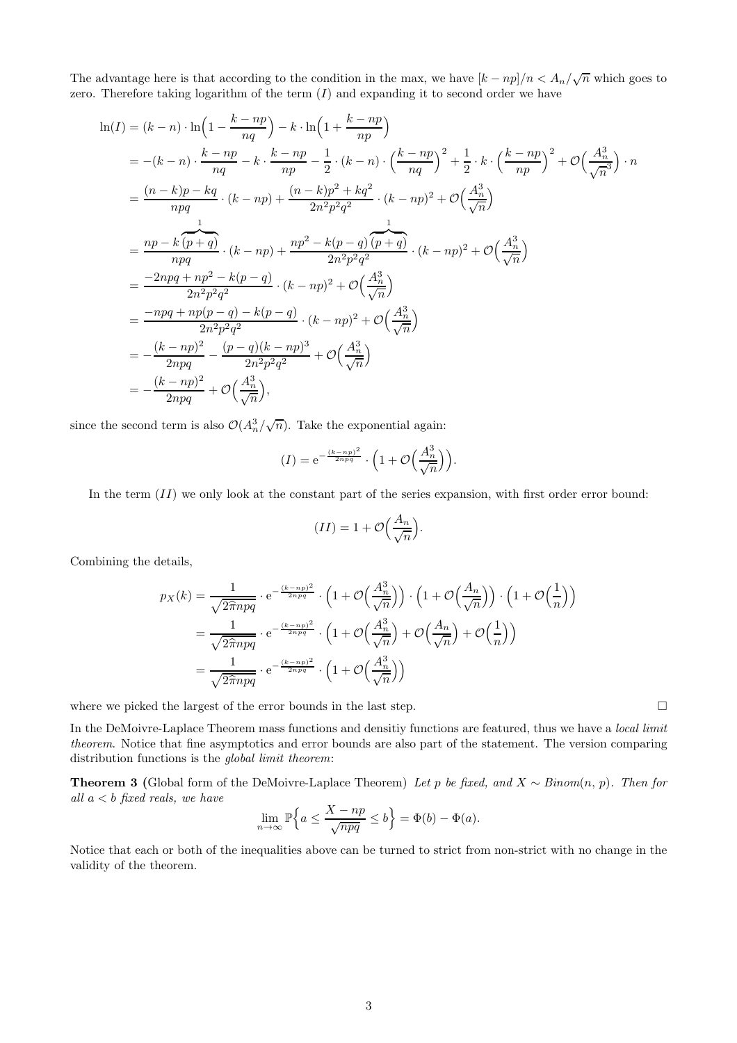The advantage here is that according to the condition in the max, we have $[k - np]/n < A_n/\sqrt{n}$ which goes to zero. Therefore taking logarithm of the term $(I)$ and expanding it to second order we have

$$
\begin{aligned}
\ln(I) &= (k-n)\cdot \ln\Big(1 - \frac{k-np}{nq}\Big) - k\cdot \ln\Big(1 + \frac{k-np}{np}\Big) \\
&= -(k-n)\cdot \frac{k-np}{nq} - k\cdot \frac{k-np}{np} - \frac{1}{2}\cdot (k-n)\cdot \Big(\frac{k-np}{nq}\Big)^2 + \frac{1}{2}\cdot k\cdot \Big(\frac{k-np}{np}\Big)^2 + \mathcal{O}\Big(\frac{A_n^3}{\sqrt{n}^3}\Big)\cdot n \\
&= \frac{(n-k)p - kq}{npq}\cdot (k-np) + \frac{(n-k)p^2 + kq^2}{2n^2p^2q^2}\cdot (k-np)^2 + \mathcal{O}\Big(\frac{A_n^3}{\sqrt{n}}\Big) \\
&= \frac{np - k\overbrace{(p+q)}^{1}}{npq}\cdot (k-np) + \frac{np^2 - k(p-q)\overbrace{(p+q)}^{1}}{2n^2p^2q^2}\cdot (k-np)^2 + \mathcal{O}\Big(\frac{A_n^3}{\sqrt{n}}\Big) \\
&= \frac{-2npq + np^2 - k(p-q)}{2n^2p^2q^2}\cdot (k-np)^2 + \mathcal{O}\Big(\frac{A_n^3}{\sqrt{n}}\Big) \\
&= \frac{-npq + np(p-q) - k(p-q)}{2n^2p^2q^2}\cdot (k-np)^2 + \mathcal{O}\Big(\frac{A_n^3}{\sqrt{n}}\Big) \\
&= -\frac{(k-np)^2}{2npq} - \frac{(p-q)(k-np)^3}{2n^2p^2q^2} + \mathcal{O}\Big(\frac{A_n^3}{\sqrt{n}}\Big) \\
&= -\frac{(k-np)^2}{2npq} + \mathcal{O}\Big(\frac{A_n^3}{\sqrt{n}}\Big),
\end{aligned}
$$

since the second term is also $\mathcal{O}(A_n^3/\sqrt{n})$. Take the exponential again:

$$
(I) = \mathrm{e}^{-\frac{(k-np)^2}{2npq}}\cdot \Big(1 + \mathcal{O}\Big(\frac{A_n^3}{\sqrt{n}}\Big)\Big).
$$

In the term $(II)$ we only look at the constant part of the series expansion, with first order error bound:

$$
(II) = 1 + \mathcal{O}\Big(\frac{A_n}{\sqrt{n}}\Big).
$$

Combining the details,

$$
\begin{aligned}
p_X(k) &= \frac{1}{\sqrt{2\widehat{\pi}npq}}\cdot \mathrm{e}^{-\frac{(k-np)^2}{2npq}}\cdot \Big(1 + \mathcal{O}\Big(\frac{A_n^3}{\sqrt{n}}\Big)\Big)\cdot \Big(1 + \mathcal{O}\Big(\frac{A_n}{\sqrt{n}}\Big)\Big)\cdot \Big(1 + \mathcal{O}\Big(\frac{1}{n}\Big)\Big) \\
&= \frac{1}{\sqrt{2\widehat{\pi}npq}}\cdot \mathrm{e}^{-\frac{(k-np)^2}{2npq}}\cdot \Big(1 + \mathcal{O}\Big(\frac{A_n^3}{\sqrt{n}}\Big) + \mathcal{O}\Big(\frac{A_n}{\sqrt{n}}\Big) + \mathcal{O}\Big(\frac{1}{n}\Big)\Big) \\
&= \frac{1}{\sqrt{2\widehat{\pi}npq}}\cdot \mathrm{e}^{-\frac{(k-np)^2}{2npq}}\cdot \Big(1 + \mathcal{O}\Big(\frac{A_n^3}{\sqrt{n}}\Big)\Big)
\end{aligned}
$$

where we picked the largest of the error bounds in the last step. □

In the DeMoivre-Laplace Theorem mass functions and densitiy functions are featured, thus we have a *local limit theorem*. Notice that fine asymptotics and error bounds are also part of the statement. The version comparing distribution functions is the *global limit theorem*:

**Theorem 3** (Global form of the DeMoivre-Laplace Theorem) *Let $p$ be fixed, and $X \sim Binom(n, p)$. Then for all $a < b$ fixed reals, we have*

$$
\lim_{n\to\infty} \mathbb{P}\Big\{a \le \frac{X - np}{\sqrt{npq}} \le b\Big\} = \Phi(b) - \Phi(a).
$$

Notice that each or both of the inequalities above can be turned to strict from non-strict with no change in the validity of the theorem.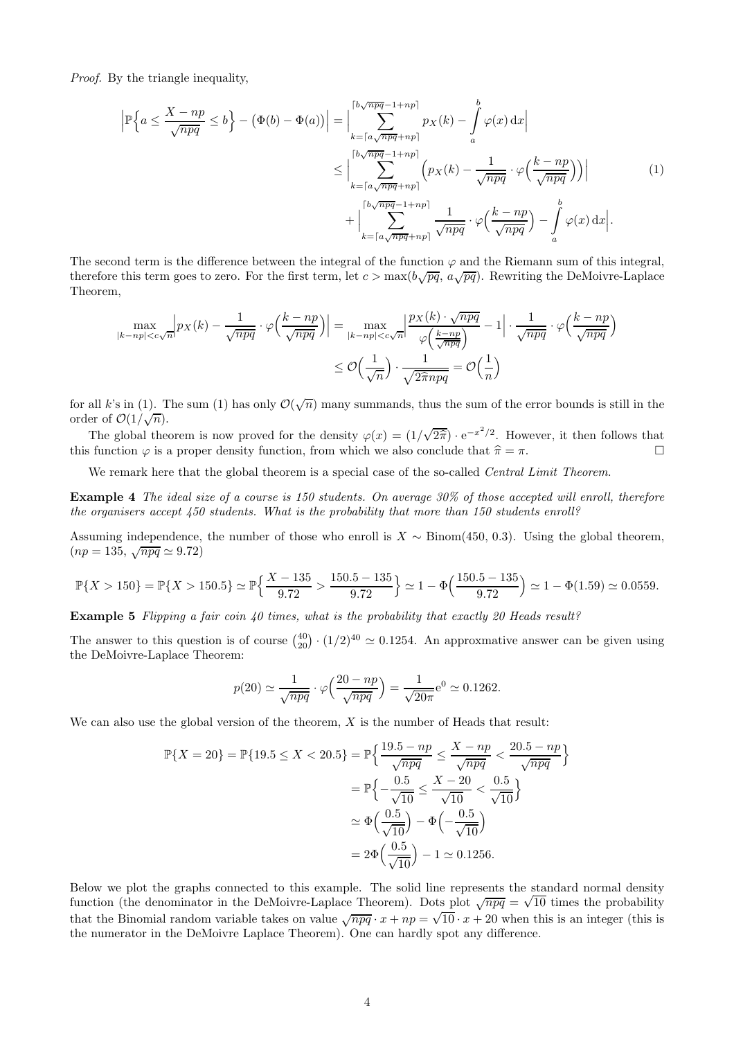*Proof.* By the triangle inequality,

$$
\begin{aligned}
\Big|\mathbb{P}\Big\{a \le \frac{X-np}{\sqrt{npq}} \le b\Big\} - \big(\Phi(b)-\Phi(a)\big)\Big| &= \Big|\sum_{k=\lceil a\sqrt{npq}+np\rceil}^{\lceil b\sqrt{npq}-1+np\rceil} p_X(k) - \int\limits_a^b \varphi(x)\,\mathrm{d}x\Big| \\
&\le \Big|\sum_{k=\lceil a\sqrt{npq}+np\rceil}^{\lceil b\sqrt{npq}-1+np\rceil} \Big(p_X(k) - \frac{1}{\sqrt{npq}}\cdot\varphi\Big(\frac{k-np}{\sqrt{npq}}\Big)\Big)\Big| \qquad (1)\\
&\quad + \Big|\sum_{k=\lceil a\sqrt{npq}+np\rceil}^{\lceil b\sqrt{npq}-1+np\rceil} \frac{1}{\sqrt{npq}}\cdot\varphi\Big(\frac{k-np}{\sqrt{npq}}\Big) - \int\limits_a^b \varphi(x)\,\mathrm{d}x\Big|.
\end{aligned}
$$

The second term is the difference between the integral of the function $\varphi$ and the Riemann sum of this integral, therefore this term goes to zero. For the first term, let $c > \max(b\sqrt{pq},\, a\sqrt{pq})$. Rewriting the DeMoivre-Laplace Theorem,

$$
\begin{aligned}
\max_{|k-np|<c\sqrt{n}}\Big|p_X(k) - \frac{1}{\sqrt{npq}}\cdot\varphi\Big(\frac{k-np}{\sqrt{npq}}\Big)\Big| &= \max_{|k-np|<c\sqrt{n}}\Big|\frac{p_X(k)\cdot\sqrt{npq}}{\varphi\Big(\frac{k-np}{\sqrt{npq}}\Big)} - 1\Big|\cdot\frac{1}{\sqrt{npq}}\cdot\varphi\Big(\frac{k-np}{\sqrt{npq}}\Big) \\
&\le \mathcal{O}\Big(\frac{1}{\sqrt{n}}\Big)\cdot\frac{1}{\sqrt{2\widehat{\pi}npq}} = \mathcal{O}\Big(\frac{1}{n}\Big)
\end{aligned}
$$

for all $k$'s in (1). The sum (1) has only $\mathcal{O}(\sqrt{n})$ many summands, thus the sum of the error bounds is still in the order of $\mathcal{O}(1/\sqrt{n})$.

The global theorem is now proved for the density $\varphi(x) = (1/\sqrt{2\widehat{\pi}})\cdot \mathrm{e}^{-x^2/2}$. However, it then follows that this function $\varphi$ is a proper density function, from which we also conclude that $\widehat{\pi} = \pi$. □

We remark here that the global theorem is a special case of the so-called *Central Limit Theorem*.

**Example 4** *The ideal size of a course is 150 students. On average 30% of those accepted will enroll, therefore the organisers accept 450 students. What is the probability that more than 150 students enroll?*

Assuming independence, the number of those who enroll is $X \sim \text{Binom}(450,\,0.3)$. Using the global theorem, $(np = 135,\ \sqrt{npq} \simeq 9.72)$

$$
\mathbb{P}\{X > 150\} = \mathbb{P}\{X > 150.5\} \simeq \mathbb{P}\Big\{\frac{X-135}{9.72} > \frac{150.5-135}{9.72}\Big\} \simeq 1 - \Phi\Big(\frac{150.5-135}{9.72}\Big) \simeq 1 - \Phi(1.59) \simeq 0.0559.
$$

**Example 5** *Flipping a fair coin 40 times, what is the probability that exactly 20 Heads result?*

The answer to this question is of course $\binom{40}{20}\cdot(1/2)^{40} \simeq 0.1254$. An approxmative answer can be given using the DeMoivre-Laplace Theorem:

$$
p(20) \simeq \frac{1}{\sqrt{npq}}\cdot\varphi\Big(\frac{20-np}{\sqrt{npq}}\Big) = \frac{1}{\sqrt{20\pi}}\mathrm{e}^0 \simeq 0.1262.
$$

We can also use the global version of the theorem, $X$ is the number of Heads that result:

$$
\begin{aligned}
\mathbb{P}\{X = 20\} = \mathbb{P}\{19.5 \le X < 20.5\} &= \mathbb{P}\Big\{\frac{19.5-np}{\sqrt{npq}} \le \frac{X-np}{\sqrt{npq}} < \frac{20.5-np}{\sqrt{npq}}\Big\} \\
&= \mathbb{P}\Big\{-\frac{0.5}{\sqrt{10}} \le \frac{X-20}{\sqrt{10}} < \frac{0.5}{\sqrt{10}}\Big\} \\
&\simeq \Phi\Big(\frac{0.5}{\sqrt{10}}\Big) - \Phi\Big(-\frac{0.5}{\sqrt{10}}\Big) \\
&= 2\Phi\Big(\frac{0.5}{\sqrt{10}}\Big) - 1 \simeq 0.1256.
\end{aligned}
$$

Below we plot the graphs connected to this example. The solid line represents the standard normal density function (the denominator in the DeMoivre-Laplace Theorem). Dots plot $\sqrt{npq} = \sqrt{10}$ times the probability that the Binomial random variable takes on value $\sqrt{npq}\cdot x + np = \sqrt{10}\cdot x + 20$ when this is an integer (this is the numerator in the DeMoivre Laplace Theorem). One can hardly spot any difference.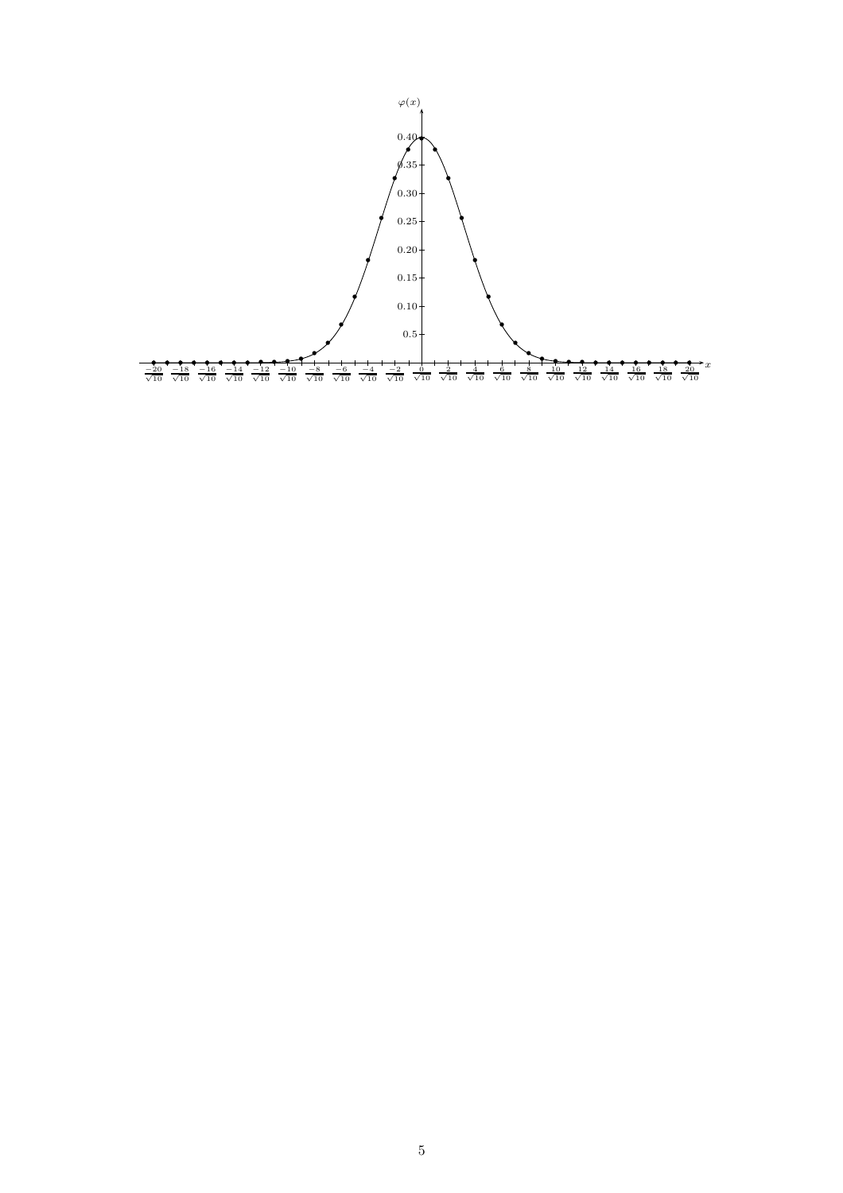$\varphi(x)$

0.40

0.35

0.30

0.25

0.20

0.15

0.10

0.5

$x$

$\frac{-20}{\sqrt{10}}$ $\frac{-18}{\sqrt{10}}$ $\frac{-16}{\sqrt{10}}$ $\frac{-14}{\sqrt{10}}$ $\frac{-12}{\sqrt{10}}$ $\frac{-10}{\sqrt{10}}$ $\frac{-8}{\sqrt{10}}$ $\frac{-6}{\sqrt{10}}$ $\frac{-4}{\sqrt{10}}$ $\frac{-2}{\sqrt{10}}$ $\frac{0}{\sqrt{10}}$ $\frac{2}{\sqrt{10}}$ $\frac{4}{\sqrt{10}}$ $\frac{6}{\sqrt{10}}$ $\frac{8}{\sqrt{10}}$ $\frac{10}{\sqrt{10}}$ $\frac{12}{\sqrt{10}}$ $\frac{14}{\sqrt{10}}$ $\frac{16}{\sqrt{10}}$ $\frac{18}{\sqrt{10}}$ $\frac{20}{\sqrt{10}}$